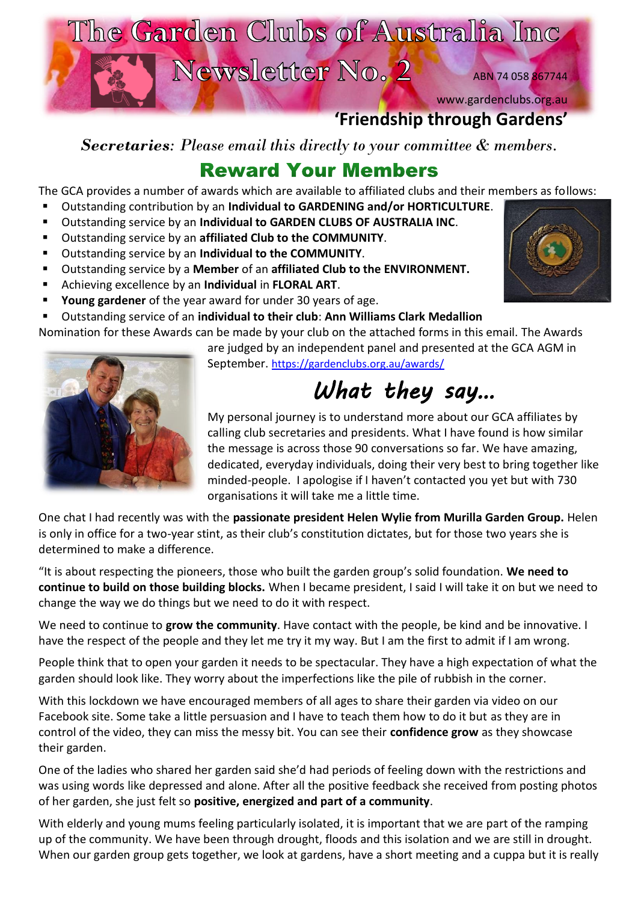# The Garden Clubs of Australia Inc

## Newsletter No. 2

ABN 74 058 867744

www.gardenclubs.org.au

**'Friendship through Gardens'**

***Secretaries**: Please email this directly to your committee & members.*

## Reward Your Members

The GCA provides a number of awards which are available to affiliated clubs and their members as follows:

- Outstanding contribution by an **Individual to GARDENING and/or HORTICULTURE**.
- Outstanding service by an **Individual to GARDEN CLUBS OF AUSTRALIA INC**.
- Outstanding service by an **affiliated Club to the COMMUNITY**.
- Outstanding service by an **Individual to the COMMUNITY**.
- Outstanding service by a **Member** of an **affiliated Club to the ENVIRONMENT.**
- Achieving excellence by an **Individual** in **FLORAL ART**.
- **Young gardener** of the year award for under 30 years of age.
- Outstanding service of an **individual to their club**: **Ann Williams Clark Medallion**

Nomination for these Awards can be made by your club on the attached forms in this email. The Awards are judged by an independent panel and presented at the GCA AGM in September. https://gardenclubs.org.au/awards/

## *What they say...*

My personal journey is to understand more about our GCA affiliates by calling club secretaries and presidents. What I have found is how similar the message is across those 90 conversations so far. We have amazing, dedicated, everyday individuals, doing their very best to bring together like minded-people. I apologise if I haven't contacted you yet but with 730 organisations it will take me a little time.

One chat I had recently was with the **passionate president Helen Wylie from Murilla Garden Group.** Helen is only in office for a two-year stint, as their club's constitution dictates, but for those two years she is determined to make a difference.

"It is about respecting the pioneers, those who built the garden group's solid foundation. **We need to continue to build on those building blocks.** When I became president, I said I will take it on but we need to change the way we do things but we need to do it with respect.

We need to continue to **grow the community**. Have contact with the people, be kind and be innovative. I have the respect of the people and they let me try it my way. But I am the first to admit if I am wrong.

People think that to open your garden it needs to be spectacular. They have a high expectation of what the garden should look like. They worry about the imperfections like the pile of rubbish in the corner.

With this lockdown we have encouraged members of all ages to share their garden via video on our Facebook site. Some take a little persuasion and I have to teach them how to do it but as they are in control of the video, they can miss the messy bit. You can see their **confidence grow** as they showcase their garden.

One of the ladies who shared her garden said she'd had periods of feeling down with the restrictions and was using words like depressed and alone. After all the positive feedback she received from posting photos of her garden, she just felt so **positive, energized and part of a community**.

With elderly and young mums feeling particularly isolated, it is important that we are part of the ramping up of the community. We have been through drought, floods and this isolation and we are still in drought. When our garden group gets together, we look at gardens, have a short meeting and a cuppa but it is really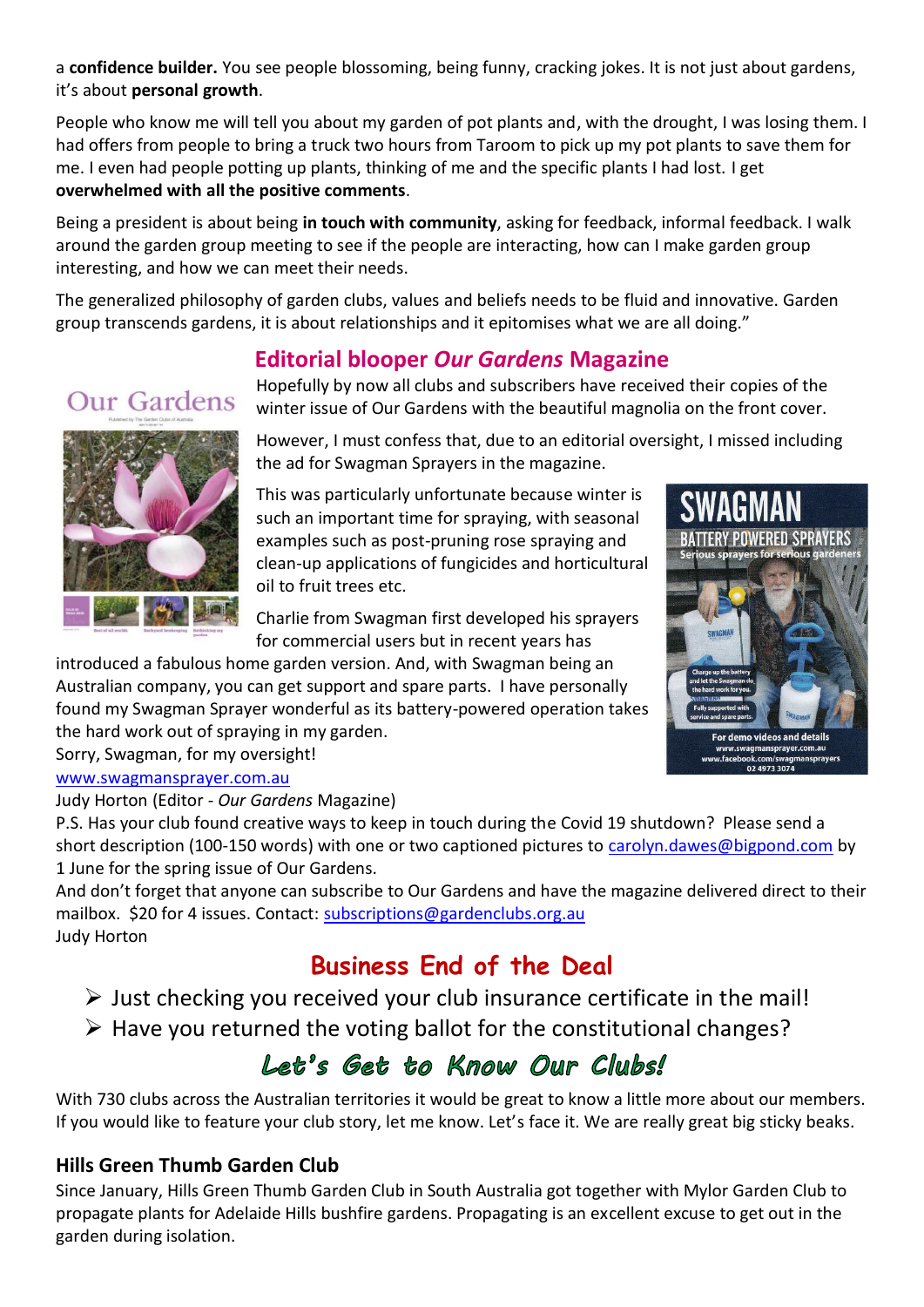a **confidence builder.** You see people blossoming, being funny, cracking jokes. It is not just about gardens, it's about **personal growth**.

People who know me will tell you about my garden of pot plants and, with the drought, I was losing them. I had offers from people to bring a truck two hours from Taroom to pick up my pot plants to save them for me. I even had people potting up plants, thinking of me and the specific plants I had lost. I get **overwhelmed with all the positive comments**.

Being a president is about being **in touch with community**, asking for feedback, informal feedback. I walk around the garden group meeting to see if the people are interacting, how can I make garden group interesting, and how we can meet their needs.

The generalized philosophy of garden clubs, values and beliefs needs to be fluid and innovative. Garden group transcends gardens, it is about relationships and it epitomises what we are all doing."

## Editorial blooper *Our Gardens* Magazine

Hopefully by now all clubs and subscribers have received their copies of the winter issue of Our Gardens with the beautiful magnolia on the front cover.

However, I must confess that, due to an editorial oversight, I missed including the ad for Swagman Sprayers in the magazine.

This was particularly unfortunate because winter is such an important time for spraying, with seasonal examples such as post-pruning rose spraying and clean-up applications of fungicides and horticultural oil to fruit trees etc.

Charlie from Swagman first developed his sprayers for commercial users but in recent years has introduced a fabulous home garden version. And, with Swagman being an Australian company, you can get support and spare parts. I have personally found my Swagman Sprayer wonderful as its battery-powered operation takes the hard work out of spraying in my garden.
Sorry, Swagman, for my oversight!
www.swagmansprayer.com.au
Judy Horton (Editor - *Our Gardens* Magazine)
P.S. Has your club found creative ways to keep in touch during the Covid 19 shutdown? Please send a short description (100-150 words) with one or two captioned pictures to carolyn.dawes@bigpond.com by 1 June for the spring issue of Our Gardens.
And don't forget that anyone can subscribe to Our Gardens and have the magazine delivered direct to their mailbox. $20 for 4 issues. Contact: subscriptions@gardenclubs.org.au
Judy Horton

## Business End of the Deal

- Just checking you received your club insurance certificate in the mail!
- Have you returned the voting ballot for the constitutional changes?

## *Let's Get to Know Our Clubs!*

With 730 clubs across the Australian territories it would be great to know a little more about our members. If you would like to feature your club story, let me know. Let's face it. We are really great big sticky beaks.

### Hills Green Thumb Garden Club

Since January, Hills Green Thumb Garden Club in South Australia got together with Mylor Garden Club to propagate plants for Adelaide Hills bushfire gardens. Propagating is an excellent excuse to get out in the garden during isolation.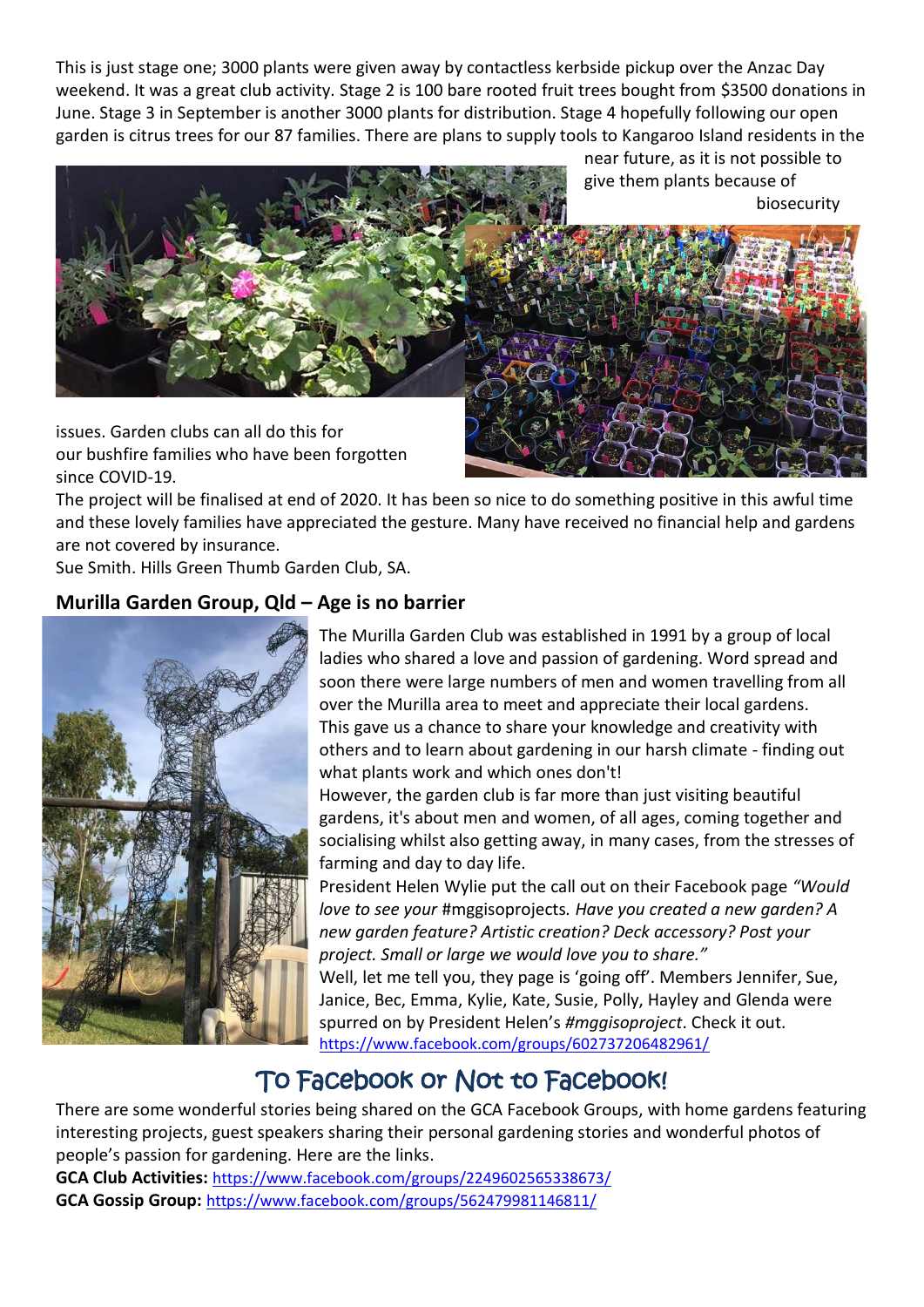This is just stage one; 3000 plants were given away by contactless kerbside pickup over the Anzac Day weekend. It was a great club activity. Stage 2 is 100 bare rooted fruit trees bought from $3500 donations in June. Stage 3 in September is another 3000 plants for distribution. Stage 4 hopefully following our open garden is citrus trees for our 87 families. There are plans to supply tools to Kangaroo Island residents in the near future, as it is not possible to give them plants because of biosecurity issues. Garden clubs can all do this for our bushfire families who have been forgotten since COVID-19.

The project will be finalised at end of 2020. It has been so nice to do something positive in this awful time and these lovely families have appreciated the gesture. Many have received no financial help and gardens are not covered by insurance.

Sue Smith. Hills Green Thumb Garden Club, SA.

### Murilla Garden Group, Qld – Age is no barrier

The Murilla Garden Club was established in 1991 by a group of local ladies who shared a love and passion of gardening. Word spread and soon there were large numbers of men and women travelling from all over the Murilla area to meet and appreciate their local gardens. This gave us a chance to share your knowledge and creativity with others and to learn about gardening in our harsh climate - finding out what plants work and which ones don't!

However, the garden club is far more than just visiting beautiful gardens, it's about men and women, of all ages, coming together and socialising whilst also getting away, in many cases, from the stresses of farming and day to day life.

President Helen Wylie put the call out on their Facebook page *"Would love to see your* #mggisoprojects*. Have you created a new garden? A new garden feature? Artistic creation? Deck accessory? Post your project. Small or large we would love you to share."*

Well, let me tell you, they page is 'going off'. Members Jennifer, Sue, Janice, Bec, Emma, Kylie, Kate, Susie, Polly, Hayley and Glenda were spurred on by President Helen's *#mggisoproject*. Check it out.
https://www.facebook.com/groups/602737206482961/

## To Facebook or Not to Facebook!

There are some wonderful stories being shared on the GCA Facebook Groups, with home gardens featuring interesting projects, guest speakers sharing their personal gardening stories and wonderful photos of people's passion for gardening. Here are the links.

**GCA Club Activities:** https://www.facebook.com/groups/2249602565338673/
**GCA Gossip Group:** https://www.facebook.com/groups/562479981146811/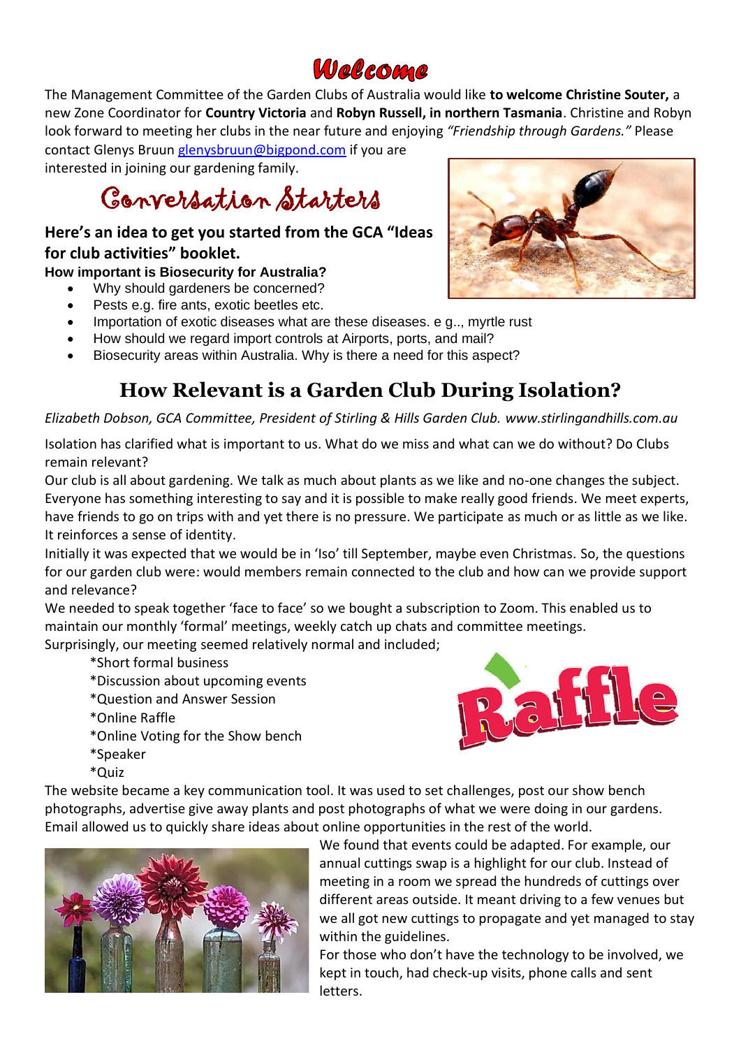# Welcome

The Management Committee of the Garden Clubs of Australia would like **to welcome Christine Souter,** a new Zone Coordinator for **Country Victoria** and **Robyn Russell, in northern Tasmania**. Christine and Robyn look forward to meeting her clubs in the near future and enjoying *"Friendship through Gardens."* Please contact Glenys Bruun glenysbruun@bigpond.com if you are interested in joining our gardening family.

# Conversation Starters

**Here's an idea to get you started from the GCA "Ideas for club activities" booklet.**

**How important is Biosecurity for Australia?**

- Why should gardeners be concerned?
- Pests e.g. fire ants, exotic beetles etc.
- Importation of exotic diseases what are these diseases. e g.., myrtle rust
- How should we regard import controls at Airports, ports, and mail?
- Biosecurity areas within Australia. Why is there a need for this aspect?

# How Relevant is a Garden Club During Isolation?

*Elizabeth Dobson, GCA Committee, President of Stirling & Hills Garden Club. www.stirlingandhills.com.au*

Isolation has clarified what is important to us. What do we miss and what can we do without? Do Clubs remain relevant?

Our club is all about gardening. We talk as much about plants as we like and no-one changes the subject. Everyone has something interesting to say and it is possible to make really good friends. We meet experts, have friends to go on trips with and yet there is no pressure. We participate as much or as little as we like. It reinforces a sense of identity.

Initially it was expected that we would be in 'Iso' till September, maybe even Christmas. So, the questions for our garden club were: would members remain connected to the club and how can we provide support and relevance?

We needed to speak together 'face to face' so we bought a subscription to Zoom. This enabled us to maintain our monthly 'formal' meetings, weekly catch up chats and committee meetings.

Surprisingly, our meeting seemed relatively normal and included;

*Short formal business
*Discussion about upcoming events
*Question and Answer Session
*Online Raffle
*Online Voting for the Show bench
*Speaker
*Quiz

The website became a key communication tool. It was used to set challenges, post our show bench photographs, advertise give away plants and post photographs of what we were doing in our gardens. Email allowed us to quickly share ideas about online opportunities in the rest of the world.

We found that events could be adapted. For example, our annual cuttings swap is a highlight for our club. Instead of meeting in a room we spread the hundreds of cuttings over different areas outside. It meant driving to a few venues but we all got new cuttings to propagate and yet managed to stay within the guidelines.

For those who don't have the technology to be involved, we kept in touch, had check-up visits, phone calls and sent letters.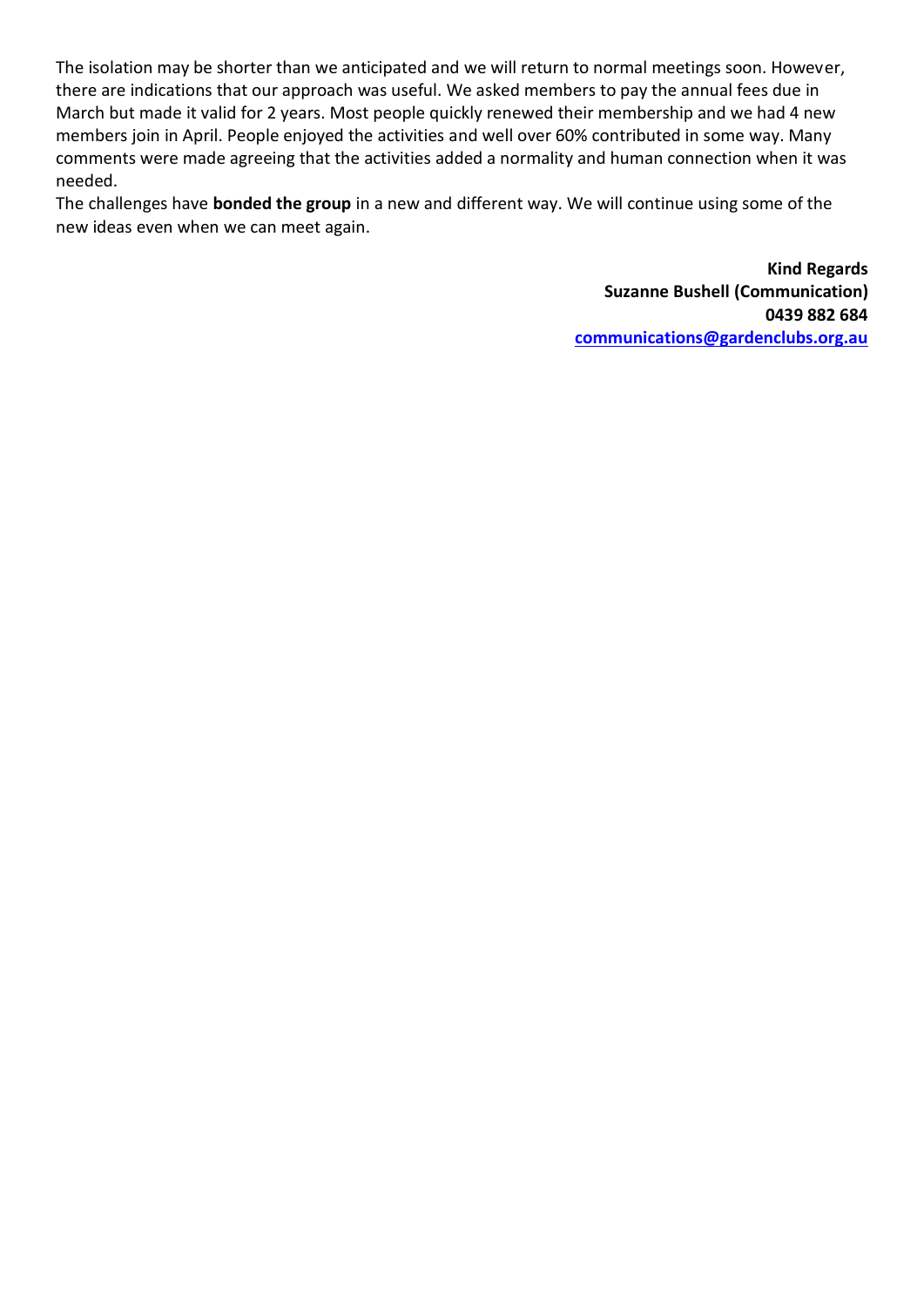The isolation may be shorter than we anticipated and we will return to normal meetings soon. However, there are indications that our approach was useful. We asked members to pay the annual fees due in March but made it valid for 2 years. Most people quickly renewed their membership and we had 4 new members join in April. People enjoyed the activities and well over 60% contributed in some way. Many comments were made agreeing that the activities added a normality and human connection when it was needed.

The challenges have **bonded the group** in a new and different way. We will continue using some of the new ideas even when we can meet again.

**Kind Regards**
**Suzanne Bushell (Communication)**
**0439 882 684**
**communications@gardenclubs.org.au**